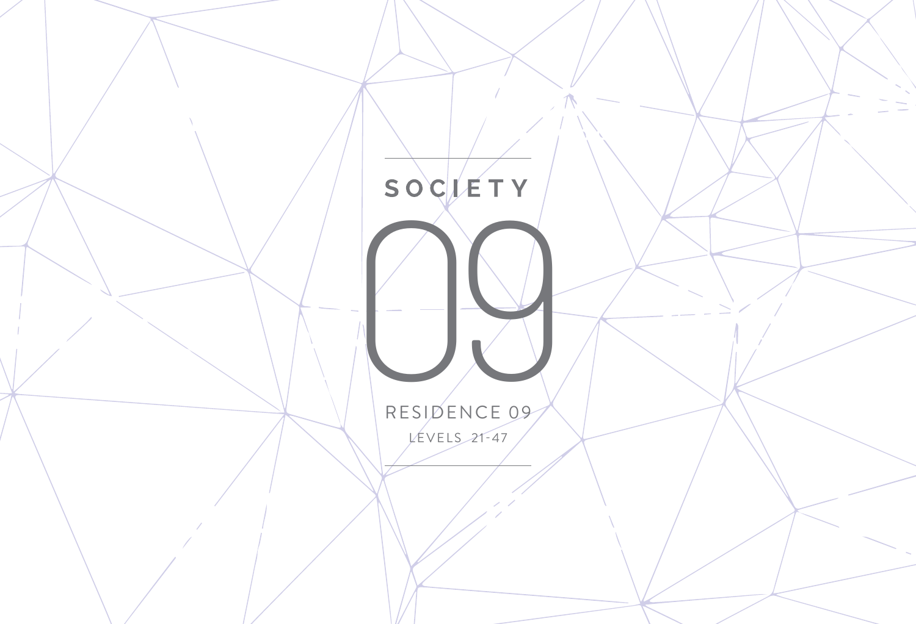# SOCIETY

# 09

RESIDENCE 09

LEVELS 21-47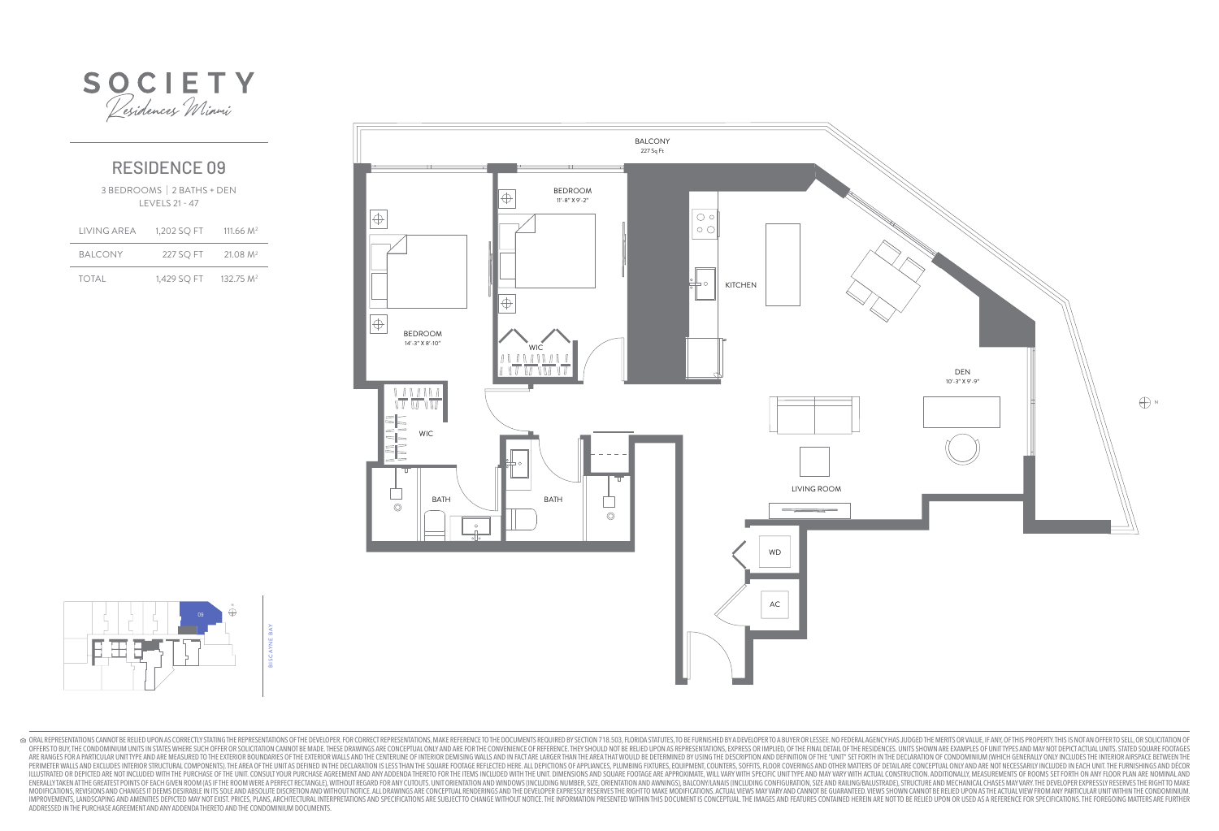# SOCIETY

*Residences Miami*

## RESIDENCE 09

3 BEDROOMS | 2 BATHS + DEN
LEVELS 21 - 47

| | | |
|---|---|---|
| LIVING AREA | 1,202 SQ FT | 111.66 $M^2$ |
| BALCONY | 227 SQ FT | 21.08 $M^2$ |
| TOTAL | 1,429 SQ FT | 132.75 $M^2$ |

BALCONY
227 Sq Ft

BEDROOM
11'-8" X 9'-2"

BEDROOM
14'-3" X 8'-10"

WIC

WIC

KITCHEN

DEN
10'-3" X 9'-9"

LIVING ROOM

BATH

BATH

WD

AC

N

09

BISCAYNE BAY

ORAL REPRESENTATIONS CANNOT BE RELIED UPON AS CORRECTLY STATING THE REPRESENTATIONS OF THE DEVELOPER. FOR CORRECT REPRESENTATIONS, MAKE REFERENCE TO THE DOCUMENTS REQUIRED BY SECTION 718.503, FLORIDA STATUTES, TO BE FURNISHED BY A DEVELOPER TO A BUYER OR LESSEE. NO FEDERAL AGENCY HAS JUDGED THE MERITS OR VALUE, IF ANY, OF THIS PROPERTY. THIS IS NOT AN OFFER TO SELL, OR SOLICITATION OF OFFERS TO BUY, THE CONDOMINIUM UNITS IN STATES WHERE SUCH OFFER OR SOLICITATION CANNOT BE MADE. THESE DRAWINGS ARE CONCEPTUAL ONLY AND ARE FOR THE CONVENIENCE OF REFERENCE. THEY SHOULD NOT BE RELIED UPON AS REPRESENTATIONS, EXPRESS OR IMPLIED, OF THE FINAL DETAIL OF THE RESIDENCES. UNITS SHOWN ARE EXAMPLES OF UNIT TYPES AND MAY NOT DEPICT ACTUAL UNITS. STATED SQUARE FOOTAGES ARE RANGES FOR A PARTICULAR UNIT TYPE AND ARE MEASURED TO THE EXTERIOR BOUNDARIES OF THE EXTERIOR WALLS AND THE CENTERLINE OF INTERIOR DEMISING WALLS AND IN FACT ARE LARGER THAN THE AREA THAT WOULD BE DETERMINED BY USING THE DESCRIPTION AND DEFINITION OF THE "UNIT" SET FORTH IN THE DECLARATION OF CONDOMINIUM (WHICH GENERALLY ONLY INCLUDES THE INTERIOR AIRSPACE BETWEEN THE PERIMETER WALLS AND EXCLUDES INTERIOR STRUCTURAL COMPONENTS). THE AREA OF THE UNIT AS DEFINED IN THE DECLARATION IS LESS THAN THE SQUARE FOOTAGE REFLECTED HERE. ALL DEPICTIONS OF APPLIANCES, PLUMBING FIXTURES, EQUIPMENT, COUNTERS, SOFFITS, FLOOR COVERINGS AND OTHER MATTERS OF DETAIL ARE CONCEPTUAL ONLY AND ARE NOT NECESSARILY INCLUDED IN EACH UNIT. THE FURNISHINGS AND DÉCOR ILLUSTRATED OR DEPICTED ARE NOT INCLUDED WITH THE PURCHASE OF THE UNIT. CONSULT YOUR PURCHASE AGREEMENT AND ANY ADDENDA THERETO FOR THE ITEMS INCLUDED WITH THE UNIT. DIMENSIONS AND SQUARE FOOTAGE ARE APPROXIMATE, WILL VARY WITH SPECIFIC UNIT TYPE AND MAY VARY WITH ACTUAL CONSTRUCTION. ADDITIONALLY, MEASUREMENTS OF ROOMS SET FORTH ON ANY FLOOR PLAN ARE NOMINAL AND ENERALLY TAKEN AT THE GREATEST POINTS OF EACH GIVEN ROOM (AS IF THE ROOM WERE A PERFECT RECTANGLE), WITHOUT REGARD FOR ANY CUTOUTS. UNIT ORIENTATION AND WINDOWS (INCLUDING NUMBER, SIZE, ORIENTATION AND AWNINGS), BALCONY/LANAIS (INCLUDING CONFIGURATION, SIZE AND RAILING/BALUSTRADE), STRUCTURE AND MECHANICAL CHASES MAY VARY. THE DEVELOPER EXPRESSLY RESERVES THE RIGHT TO MAKE MODIFICATIONS, REVISIONS AND CHANGES IT DEEMS DESIRABLE IN ITS SOLE AND ABSOLUTE DISCRETION AND WITHOUT NOTICE. ALL DRAWINGS ARE CONCEPTUAL RENDERINGS AND THE DEVELOPER EXPRESSLY RESERVES THE RIGHT TO MAKE MODIFICATIONS. ACTUAL VIEWS MAY VARY AND CANNOT BE GUARANTEED. VIEWS SHOWN CANNOT BE RELIED UPON AS THE ACTUAL VIEW FROM ANY PARTICULAR UNIT WITHIN THE CONDOMINIUM. IMPROVEMENTS, LANDSCAPING AND AMENITIES DEPICTED MAY NOT EXIST. PRICES, PLANS, ARCHITECTURAL INTERPRETATIONS AND SPECIFICATIONS ARE SUBJECT TO CHANGE WITHOUT NOTICE. THE INFORMATION PRESENTED WITHIN THIS DOCUMENT IS CONCEPTUAL. THE IMAGES AND FEATURES CONTAINED HEREIN ARE NOT TO BE RELIED UPON OR USED AS A REFERENCE FOR SPECIFICATIONS. THE FOREGOING MATTERS ARE FURTHER ADDRESSED IN THE PURCHASE AGREEMENT AND ANY ADDENDA THERETO AND THE CONDOMINIUM DOCUMENTS.